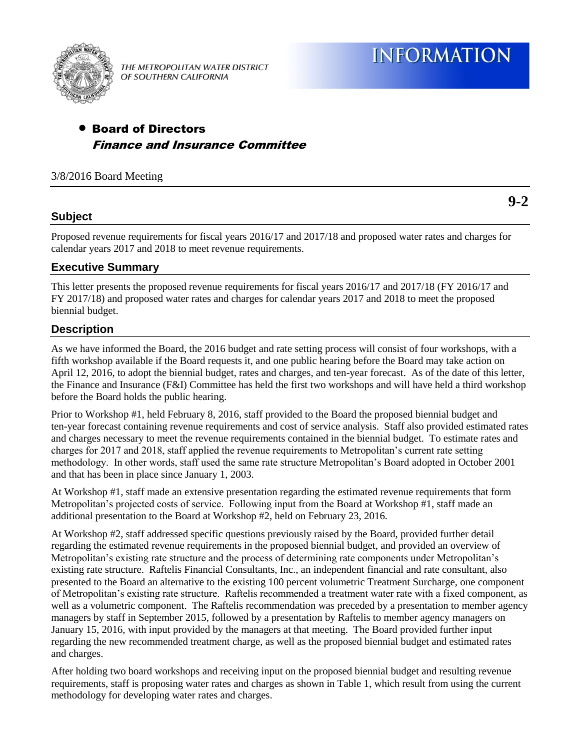THE METROPOLITAN WATER DISTRICT OF SOUTHERN CALIFORNIA

# INFORMATION

- **Board of Directors**
  ***Finance and Insurance Committee***

3/8/2016 Board Meeting

**9-2**

## Subject

Proposed revenue requirements for fiscal years 2016/17 and 2017/18 and proposed water rates and charges for calendar years 2017 and 2018 to meet revenue requirements.

## Executive Summary

This letter presents the proposed revenue requirements for fiscal years 2016/17 and 2017/18 (FY 2016/17 and FY 2017/18) and proposed water rates and charges for calendar years 2017 and 2018 to meet the proposed biennial budget.

## Description

As we have informed the Board, the 2016 budget and rate setting process will consist of four workshops, with a fifth workshop available if the Board requests it, and one public hearing before the Board may take action on April 12, 2016, to adopt the biennial budget, rates and charges, and ten-year forecast. As of the date of this letter, the Finance and Insurance (F&I) Committee has held the first two workshops and will have held a third workshop before the Board holds the public hearing.

Prior to Workshop #1, held February 8, 2016, staff provided to the Board the proposed biennial budget and ten-year forecast containing revenue requirements and cost of service analysis. Staff also provided estimated rates and charges necessary to meet the revenue requirements contained in the biennial budget. To estimate rates and charges for 2017 and 2018, staff applied the revenue requirements to Metropolitan's current rate setting methodology. In other words, staff used the same rate structure Metropolitan's Board adopted in October 2001 and that has been in place since January 1, 2003.

At Workshop #1, staff made an extensive presentation regarding the estimated revenue requirements that form Metropolitan's projected costs of service. Following input from the Board at Workshop #1, staff made an additional presentation to the Board at Workshop #2, held on February 23, 2016.

At Workshop #2, staff addressed specific questions previously raised by the Board, provided further detail regarding the estimated revenue requirements in the proposed biennial budget, and provided an overview of Metropolitan's existing rate structure and the process of determining rate components under Metropolitan's existing rate structure. Raftelis Financial Consultants, Inc., an independent financial and rate consultant, also presented to the Board an alternative to the existing 100 percent volumetric Treatment Surcharge, one component of Metropolitan's existing rate structure. Raftelis recommended a treatment water rate with a fixed component, as well as a volumetric component. The Raftelis recommendation was preceded by a presentation to member agency managers by staff in September 2015, followed by a presentation by Raftelis to member agency managers on January 15, 2016, with input provided by the managers at that meeting. The Board provided further input regarding the new recommended treatment charge, as well as the proposed biennial budget and estimated rates and charges.

After holding two board workshops and receiving input on the proposed biennial budget and resulting revenue requirements, staff is proposing water rates and charges as shown in Table 1, which result from using the current methodology for developing water rates and charges.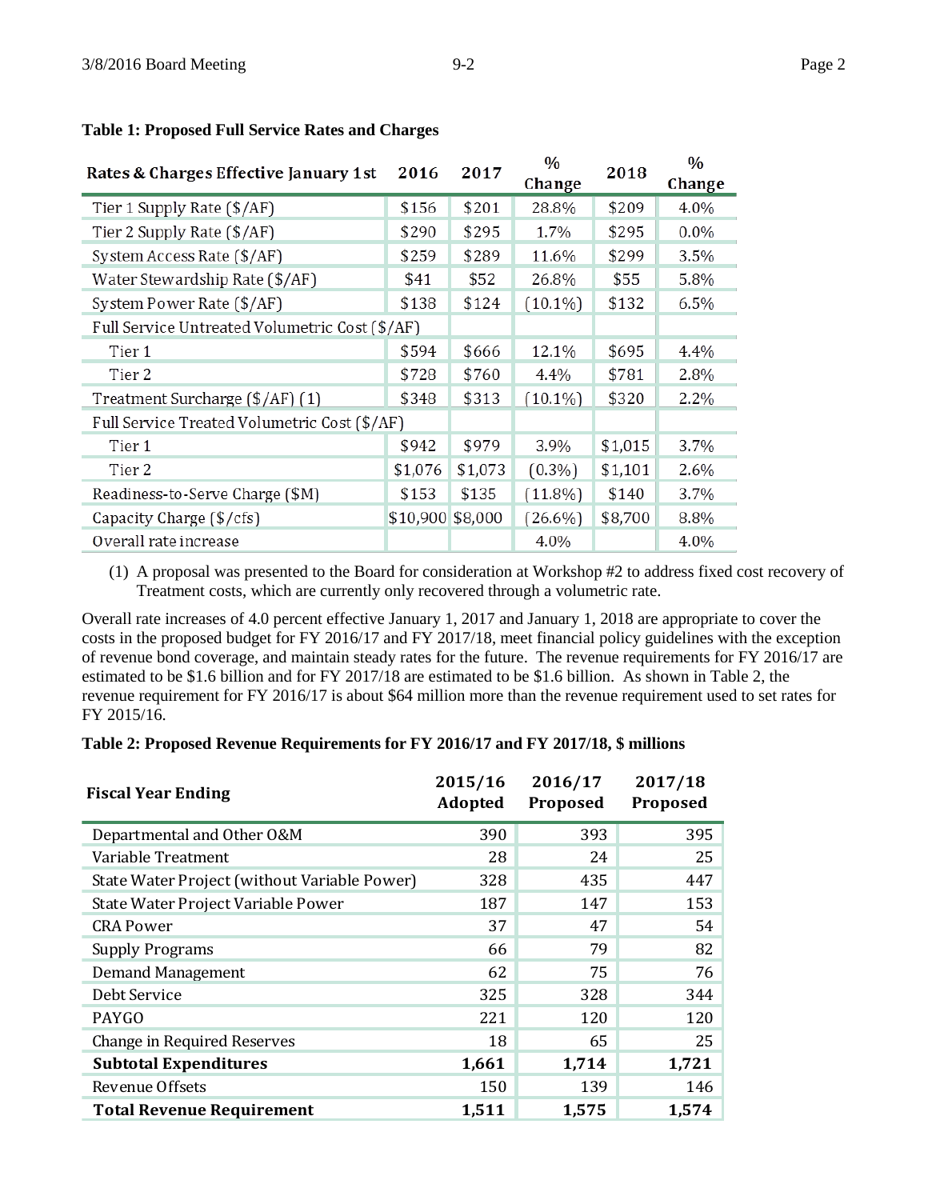**Table 1: Proposed Full Service Rates and Charges**

| Rates & Charges Effective January 1st | 2016 | 2017 | % Change | 2018 | % Change |
|---|---|---|---|---|---|
| Tier 1 Supply Rate ($/AF) | $156 | $201 | 28.8% | $209 | 4.0% |
| Tier 2 Supply Rate ($/AF) | $290 | $295 | 1.7% | $295 | 0.0% |
| System Access Rate ($/AF) | $259 | $289 | 11.6% | $299 | 3.5% |
| Water Stewardship Rate ($/AF) | $41 | $52 | 26.8% | $55 | 5.8% |
| System Power Rate ($/AF) | $138 | $124 | (10.1%) | $132 | 6.5% |
| Full Service Untreated Volumetric Cost ($/AF) | | | | | |
| Tier 1 | $594 | $666 | 12.1% | $695 | 4.4% |
| Tier 2 | $728 | $760 | 4.4% | $781 | 2.8% |
| Treatment Surcharge ($/AF) (1) | $348 | $313 | (10.1%) | $320 | 2.2% |
| Full Service Treated Volumetric Cost ($/AF) | | | | | |
| Tier 1 | $942 | $979 | 3.9% | $1,015 | 3.7% |
| Tier 2 | $1,076 | $1,073 | (0.3%) | $1,101 | 2.6% |
| Readiness-to-Serve Charge ($M) | $153 | $135 | (11.8%) | $140 | 3.7% |
| Capacity Charge ($/cfs) | $10,900 | $8,000 | (26.6%) | $8,700 | 8.8% |
| Overall rate increase | | | 4.0% | | 4.0% |

(1) A proposal was presented to the Board for consideration at Workshop #2 to address fixed cost recovery of Treatment costs, which are currently only recovered through a volumetric rate.

Overall rate increases of 4.0 percent effective January 1, 2017 and January 1, 2018 are appropriate to cover the costs in the proposed budget for FY 2016/17 and FY 2017/18, meet financial policy guidelines with the exception of revenue bond coverage, and maintain steady rates for the future. The revenue requirements for FY 2016/17 are estimated to be $1.6 billion and for FY 2017/18 are estimated to be $1.6 billion. As shown in Table 2, the revenue requirement for FY 2016/17 is about $64 million more than the revenue requirement used to set rates for FY 2015/16.

**Table 2: Proposed Revenue Requirements for FY 2016/17 and FY 2017/18, $ millions**

| Fiscal Year Ending | 2015/16 Adopted | 2016/17 Proposed | 2017/18 Proposed |
|---|---|---|---|
| Departmental and Other O&M | 390 | 393 | 395 |
| Variable Treatment | 28 | 24 | 25 |
| State Water Project (without Variable Power) | 328 | 435 | 447 |
| State Water Project Variable Power | 187 | 147 | 153 |
| CRA Power | 37 | 47 | 54 |
| Supply Programs | 66 | 79 | 82 |
| Demand Management | 62 | 75 | 76 |
| Debt Service | 325 | 328 | 344 |
| PAYGO | 221 | 120 | 120 |
| Change in Required Reserves | 18 | 65 | 25 |
| **Subtotal Expenditures** | **1,661** | **1,714** | **1,721** |
| Revenue Offsets | 150 | 139 | 146 |
| **Total Revenue Requirement** | **1,511** | **1,575** | **1,574** |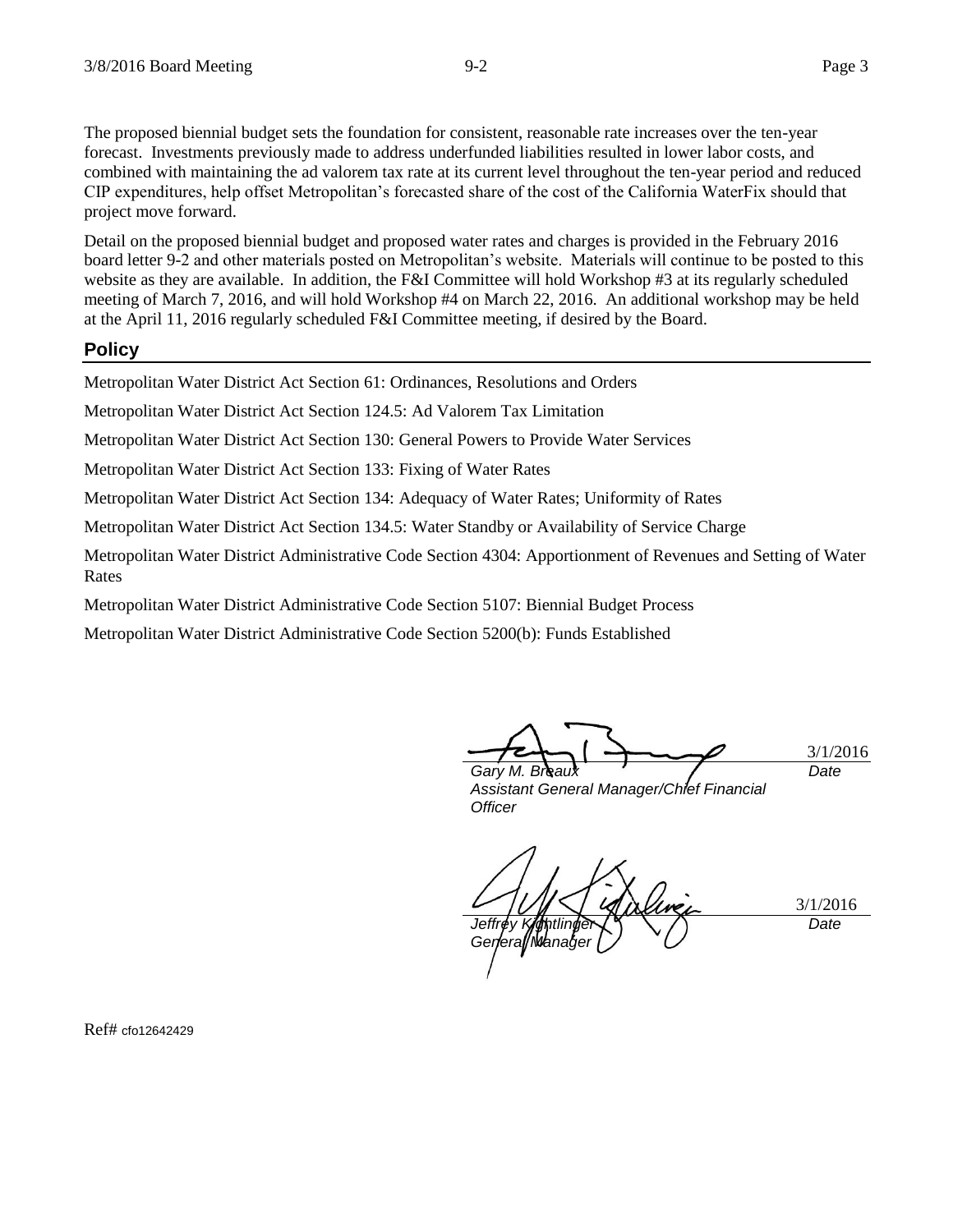The proposed biennial budget sets the foundation for consistent, reasonable rate increases over the ten-year forecast. Investments previously made to address underfunded liabilities resulted in lower labor costs, and combined with maintaining the ad valorem tax rate at its current level throughout the ten-year period and reduced CIP expenditures, help offset Metropolitan's forecasted share of the cost of the California WaterFix should that project move forward.

Detail on the proposed biennial budget and proposed water rates and charges is provided in the February 2016 board letter 9-2 and other materials posted on Metropolitan's website. Materials will continue to be posted to this website as they are available. In addition, the F&I Committee will hold Workshop #3 at its regularly scheduled meeting of March 7, 2016, and will hold Workshop #4 on March 22, 2016. An additional workshop may be held at the April 11, 2016 regularly scheduled F&I Committee meeting, if desired by the Board.

## Policy

Metropolitan Water District Act Section 61: Ordinances, Resolutions and Orders

Metropolitan Water District Act Section 124.5: Ad Valorem Tax Limitation

Metropolitan Water District Act Section 130: General Powers to Provide Water Services

Metropolitan Water District Act Section 133: Fixing of Water Rates

Metropolitan Water District Act Section 134: Adequacy of Water Rates; Uniformity of Rates

Metropolitan Water District Act Section 134.5: Water Standby or Availability of Service Charge

Metropolitan Water District Administrative Code Section 4304: Apportionment of Revenues and Setting of Water Rates

Metropolitan Water District Administrative Code Section 5107: Biennial Budget Process

Metropolitan Water District Administrative Code Section 5200(b): Funds Established

*Gary M. Breaux* — 3/1/2016 *Date*
*Assistant General Manager/Chief Financial Officer*

*Jeffrey Kightlinger* — 3/1/2016 *Date*
*General Manager*

Ref# cfo12642429